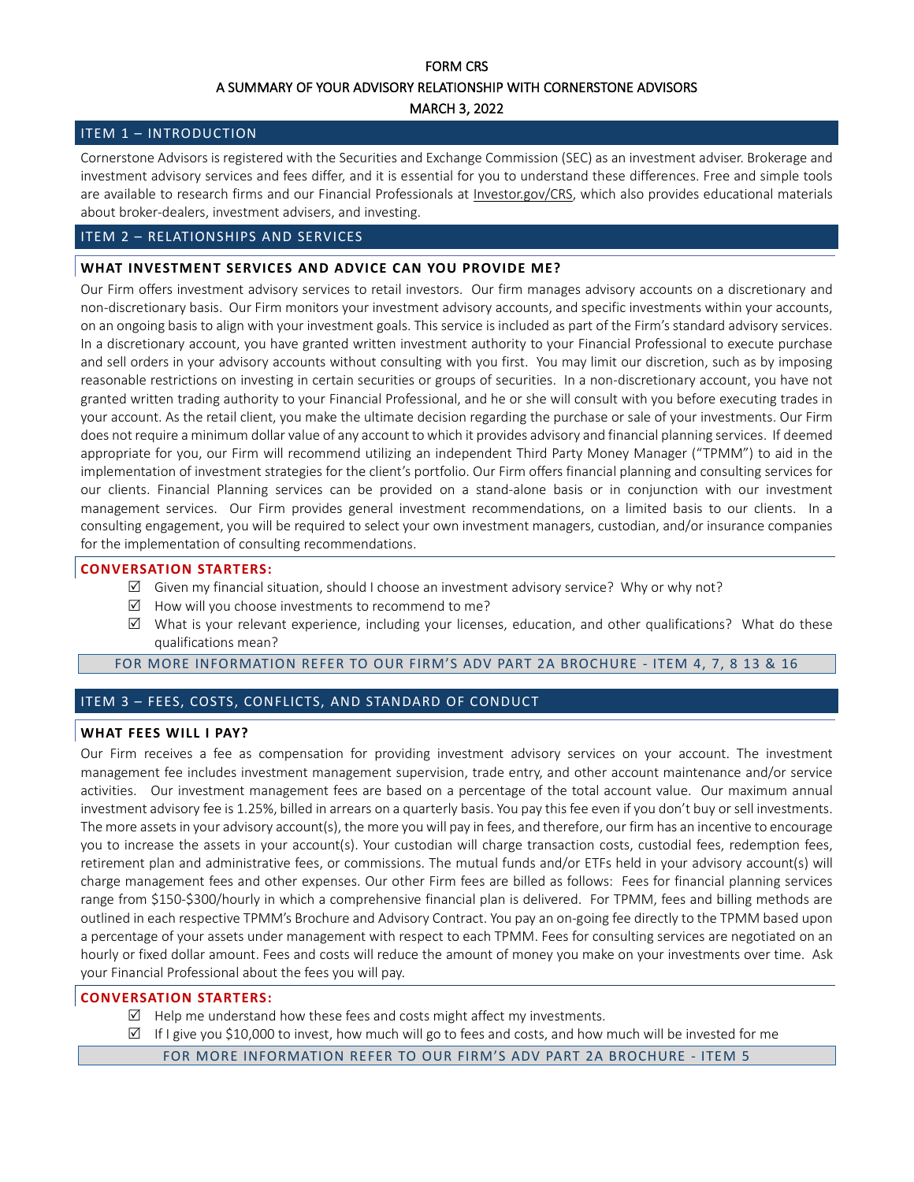# FORM CRS

## A SUMMARY OF YOUR ADVISORY RELATIONSHIP WITH CORNERSTONE ADVISORS

MARCH 3, 2022

## ITEM 1 – INTRODUCTION

Cornerstone Advisors is registered with the Securities and Exchange Commission (SEC) as an investment adviser. Brokerage and investment advisory services and fees differ, and it is essential for you to understand these differences. Free and simple tools are available to research firms and our Financial Professionals at Investor.gov/CRS, which also provides educational materials about broker-dealers, investment advisers, and investing.

## ITEM 2 – RELATIONSHIPS AND SERVICES

### WHAT INVESTMENT SERVICES AND ADVICE CAN YOU PROVIDE ME?

Our Firm offers investment advisory services to retail investors. Our firm manages advisory accounts on a discretionary and non-discretionary basis. Our Firm monitors your investment advisory accounts, and specific investments within your accounts, on an ongoing basis to align with your investment goals. This service is included as part of the Firm's standard advisory services. In a discretionary account, you have granted written investment authority to your Financial Professional to execute purchase and sell orders in your advisory accounts without consulting with you first. You may limit our discretion, such as by imposing reasonable restrictions on investing in certain securities or groups of securities. In a non-discretionary account, you have not granted written trading authority to your Financial Professional, and he or she will consult with you before executing trades in your account. As the retail client, you make the ultimate decision regarding the purchase or sale of your investments. Our Firm does not require a minimum dollar value of any account to which it provides advisory and financial planning services. If deemed appropriate for you, our Firm will recommend utilizing an independent Third Party Money Manager ("TPMM") to aid in the implementation of investment strategies for the client's portfolio. Our Firm offers financial planning and consulting services for our clients. Financial Planning services can be provided on a stand-alone basis or in conjunction with our investment management services. Our Firm provides general investment recommendations, on a limited basis to our clients. In a consulting engagement, you will be required to select your own investment managers, custodian, and/or insurance companies for the implementation of consulting recommendations.

**CONVERSATION STARTERS:**

- ☑ Given my financial situation, should I choose an investment advisory service? Why or why not?
- ☑ How will you choose investments to recommend to me?
- ☑ What is your relevant experience, including your licenses, education, and other qualifications? What do these qualifications mean?

FOR MORE INFORMATION REFER TO OUR FIRM'S ADV PART 2A BROCHURE - ITEM 4, 7, 8 13 & 16

## ITEM 3 – FEES, COSTS, CONFLICTS, AND STANDARD OF CONDUCT

### WHAT FEES WILL I PAY?

Our Firm receives a fee as compensation for providing investment advisory services on your account. The investment management fee includes investment management supervision, trade entry, and other account maintenance and/or service activities. Our investment management fees are based on a percentage of the total account value. Our maximum annual investment advisory fee is 1.25%, billed in arrears on a quarterly basis. You pay this fee even if you don't buy or sell investments. The more assets in your advisory account(s), the more you will pay in fees, and therefore, our firm has an incentive to encourage you to increase the assets in your account(s). Your custodian will charge transaction costs, custodial fees, redemption fees, retirement plan and administrative fees, or commissions. The mutual funds and/or ETFs held in your advisory account(s) will charge management fees and other expenses. Our other Firm fees are billed as follows: Fees for financial planning services range from \$150-\$300/hourly in which a comprehensive financial plan is delivered. For TPMM, fees and billing methods are outlined in each respective TPMM's Brochure and Advisory Contract. You pay an on-going fee directly to the TPMM based upon a percentage of your assets under management with respect to each TPMM. Fees for consulting services are negotiated on an hourly or fixed dollar amount. Fees and costs will reduce the amount of money you make on your investments over time. Ask your Financial Professional about the fees you will pay.

**CONVERSATION STARTERS:**

- ☑ Help me understand how these fees and costs might affect my investments.
- ☑ If I give you \$10,000 to invest, how much will go to fees and costs, and how much will be invested for me

FOR MORE INFORMATION REFER TO OUR FIRM'S ADV PART 2A BROCHURE - ITEM 5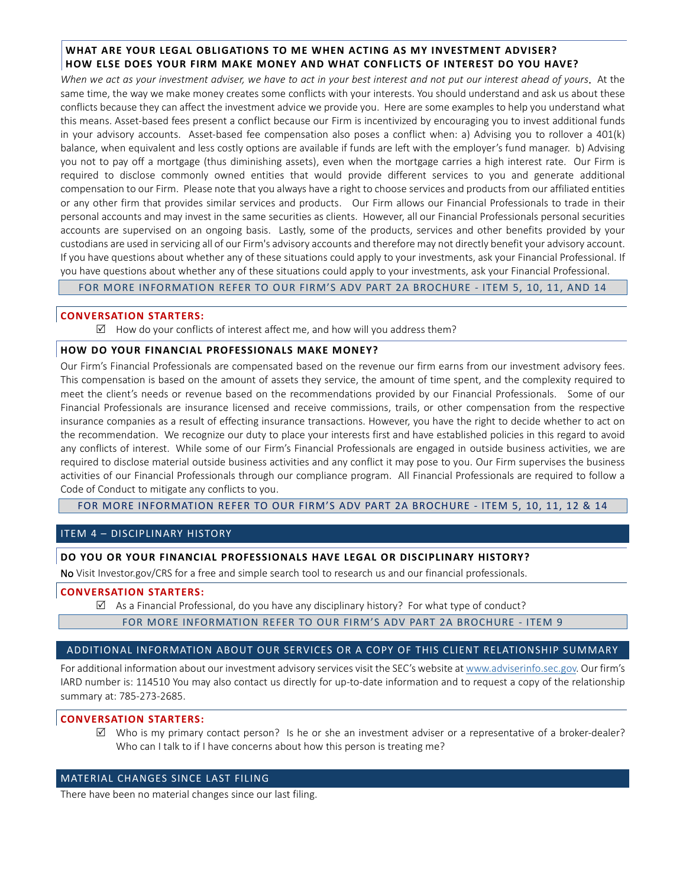## WHAT ARE YOUR LEGAL OBLIGATIONS TO ME WHEN ACTING AS MY INVESTMENT ADVISER? HOW ELSE DOES YOUR FIRM MAKE MONEY AND WHAT CONFLICTS OF INTEREST DO YOU HAVE?

*When we act as your investment adviser, we have to act in your best interest and not put our interest ahead of yours*. At the same time, the way we make money creates some conflicts with your interests. You should understand and ask us about these conflicts because they can affect the investment advice we provide you. Here are some examples to help you understand what this means. Asset-based fees present a conflict because our Firm is incentivized by encouraging you to invest additional funds in your advisory accounts. Asset-based fee compensation also poses a conflict when: a) Advising you to rollover a 401(k) balance, when equivalent and less costly options are available if funds are left with the employer's fund manager. b) Advising you not to pay off a mortgage (thus diminishing assets), even when the mortgage carries a high interest rate. Our Firm is required to disclose commonly owned entities that would provide different services to you and generate additional compensation to our Firm. Please note that you always have a right to choose services and products from our affiliated entities or any other firm that provides similar services and products. Our Firm allows our Financial Professionals to trade in their personal accounts and may invest in the same securities as clients. However, all our Financial Professionals personal securities accounts are supervised on an ongoing basis. Lastly, some of the products, services and other benefits provided by your custodians are used in servicing all of our Firm's advisory accounts and therefore may not directly benefit your advisory account. If you have questions about whether any of these situations could apply to your investments, ask your Financial Professional. If you have questions about whether any of these situations could apply to your investments, ask your Financial Professional.

FOR MORE INFORMATION REFER TO OUR FIRM'S ADV PART 2A BROCHURE - ITEM 5, 10, 11, AND 14

**CONVERSATION STARTERS:**

- ☑ How do your conflicts of interest affect me, and how will you address them?

## HOW DO YOUR FINANCIAL PROFESSIONALS MAKE MONEY?

Our Firm's Financial Professionals are compensated based on the revenue our firm earns from our investment advisory fees. This compensation is based on the amount of assets they service, the amount of time spent, and the complexity required to meet the client's needs or revenue based on the recommendations provided by our Financial Professionals. Some of our Financial Professionals are insurance licensed and receive commissions, trails, or other compensation from the respective insurance companies as a result of effecting insurance transactions. However, you have the right to decide whether to act on the recommendation. We recognize our duty to place your interests first and have established policies in this regard to avoid any conflicts of interest. While some of our Firm's Financial Professionals are engaged in outside business activities, we are required to disclose material outside business activities and any conflict it may pose to you. Our Firm supervises the business activities of our Financial Professionals through our compliance program. All Financial Professionals are required to follow a Code of Conduct to mitigate any conflicts to you.

FOR MORE INFORMATION REFER TO OUR FIRM'S ADV PART 2A BROCHURE - ITEM 5, 10, 11, 12 & 14

## ITEM 4 – DISCIPLINARY HISTORY

### DO YOU OR YOUR FINANCIAL PROFESSIONALS HAVE LEGAL OR DISCIPLINARY HISTORY?

No Visit Investor.gov/CRS for a free and simple search tool to research us and our financial professionals.

**CONVERSATION STARTERS:**

- ☑ As a Financial Professional, do you have any disciplinary history? For what type of conduct?

FOR MORE INFORMATION REFER TO OUR FIRM'S ADV PART 2A BROCHURE - ITEM 9

## ADDITIONAL INFORMATION ABOUT OUR SERVICES OR A COPY OF THIS CLIENT RELATIONSHIP SUMMARY

For additional information about our investment advisory services visit the SEC's website at www.adviserinfo.sec.gov. Our firm's IARD number is: 114510 You may also contact us directly for up-to-date information and to request a copy of the relationship summary at: 785-273-2685.

**CONVERSATION STARTERS:**

- ☑ Who is my primary contact person? Is he or she an investment adviser or a representative of a broker-dealer? Who can I talk to if I have concerns about how this person is treating me?

## MATERIAL CHANGES SINCE LAST FILING

There have been no material changes since our last filing.